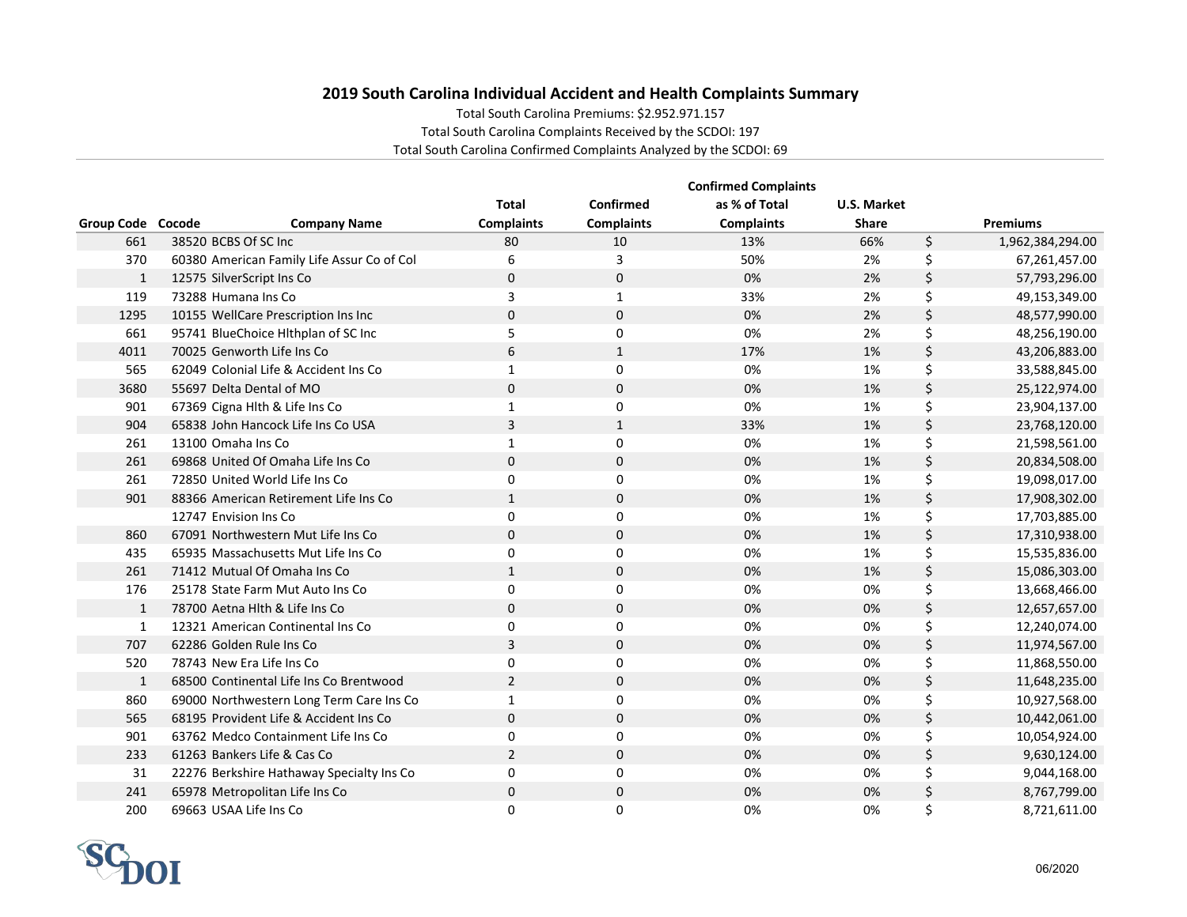## 2019 South Carolina Individual Accident and Health Complaints Summary

Total South Carolina Premiums: $2.952.971.157

Total South Carolina Complaints Received by the SCDOI: 197

Total South Carolina Confirmed Complaints Analyzed by the SCDOI: 69

| Group Code | Cocode | Company Name | Total Complaints | Confirmed Complaints | Confirmed Complaints as % of Total Complaints | U.S. Market Share | | Premiums |
|---|---|---|---|---|---|---|---|---|
| 661 | 38520 | BCBS Of SC Inc | 80 | 10 | 13% | 66% | $ | 1,962,384,294.00 |
| 370 | 60380 | American Family Life Assur Co of Col | 6 | 3 | 50% | 2% | $ | 67,261,457.00 |
| 1 | 12575 | SilverScript Ins Co | 0 | 0 | 0% | 2% | $ | 57,793,296.00 |
| 119 | 73288 | Humana Ins Co | 3 | 1 | 33% | 2% | $ | 49,153,349.00 |
| 1295 | 10155 | WellCare Prescription Ins Inc | 0 | 0 | 0% | 2% | $ | 48,577,990.00 |
| 661 | 95741 | BlueChoice Hlthplan of SC Inc | 5 | 0 | 0% | 2% | $ | 48,256,190.00 |
| 4011 | 70025 | Genworth Life Ins Co | 6 | 1 | 17% | 1% | $ | 43,206,883.00 |
| 565 | 62049 | Colonial Life & Accident Ins Co | 1 | 0 | 0% | 1% | $ | 33,588,845.00 |
| 3680 | 55697 | Delta Dental of MO | 0 | 0 | 0% | 1% | $ | 25,122,974.00 |
| 901 | 67369 | Cigna Hlth & Life Ins Co | 1 | 0 | 0% | 1% | $ | 23,904,137.00 |
| 904 | 65838 | John Hancock Life Ins Co USA | 3 | 1 | 33% | 1% | $ | 23,768,120.00 |
| 261 | 13100 | Omaha Ins Co | 1 | 0 | 0% | 1% | $ | 21,598,561.00 |
| 261 | 69868 | United Of Omaha Life Ins Co | 0 | 0 | 0% | 1% | $ | 20,834,508.00 |
| 261 | 72850 | United World Life Ins Co | 0 | 0 | 0% | 1% | $ | 19,098,017.00 |
| 901 | 88366 | American Retirement Life Ins Co | 1 | 0 | 0% | 1% | $ | 17,908,302.00 |
| | 12747 | Envision Ins Co | 0 | 0 | 0% | 1% | $ | 17,703,885.00 |
| 860 | 67091 | Northwestern Mut Life Ins Co | 0 | 0 | 0% | 1% | $ | 17,310,938.00 |
| 435 | 65935 | Massachusetts Mut Life Ins Co | 0 | 0 | 0% | 1% | $ | 15,535,836.00 |
| 261 | 71412 | Mutual Of Omaha Ins Co | 1 | 0 | 0% | 1% | $ | 15,086,303.00 |
| 176 | 25178 | State Farm Mut Auto Ins Co | 0 | 0 | 0% | 0% | $ | 13,668,466.00 |
| 1 | 78700 | Aetna Hlth & Life Ins Co | 0 | 0 | 0% | 0% | $ | 12,657,657.00 |
| 1 | 12321 | American Continental Ins Co | 0 | 0 | 0% | 0% | $ | 12,240,074.00 |
| 707 | 62286 | Golden Rule Ins Co | 3 | 0 | 0% | 0% | $ | 11,974,567.00 |
| 520 | 78743 | New Era Life Ins Co | 0 | 0 | 0% | 0% | $ | 11,868,550.00 |
| 1 | 68500 | Continental Life Ins Co Brentwood | 2 | 0 | 0% | 0% | $ | 11,648,235.00 |
| 860 | 69000 | Northwestern Long Term Care Ins Co | 1 | 0 | 0% | 0% | $ | 10,927,568.00 |
| 565 | 68195 | Provident Life & Accident Ins Co | 0 | 0 | 0% | 0% | $ | 10,442,061.00 |
| 901 | 63762 | Medco Containment Life Ins Co | 0 | 0 | 0% | 0% | $ | 10,054,924.00 |
| 233 | 61263 | Bankers Life & Cas Co | 2 | 0 | 0% | 0% | $ | 9,630,124.00 |
| 31 | 22276 | Berkshire Hathaway Specialty Ins Co | 0 | 0 | 0% | 0% | $ | 9,044,168.00 |
| 241 | 65978 | Metropolitan Life Ins Co | 0 | 0 | 0% | 0% | $ | 8,767,799.00 |
| 200 | 69663 | USAA Life Ins Co | 0 | 0 | 0% | 0% | $ | 8,721,611.00 |

SCDOI

06/2020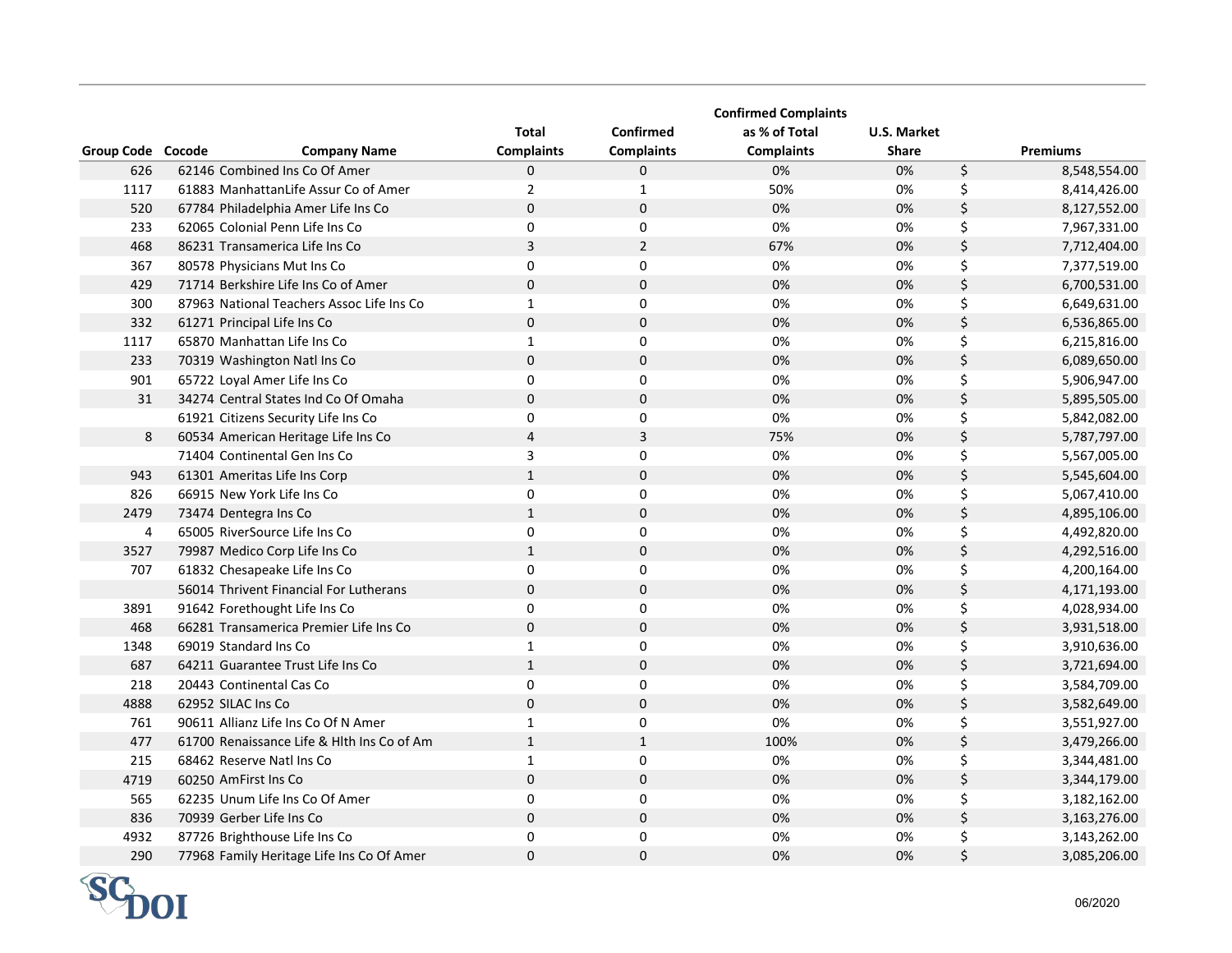| Group Code | Cocode | Company Name | Total Complaints | Confirmed Complaints | Confirmed Complaints as % of Total Complaints | U.S. Market Share | Premiums |
|---|---|---|---|---|---|---|---|
| 626 | 62146 | Combined Ins Co Of Amer | 0 | 0 | 0% | 0% | $ 8,548,554.00 |
| 1117 | 61883 | ManhattanLife Assur Co of Amer | 2 | 1 | 50% | 0% | $ 8,414,426.00 |
| 520 | 67784 | Philadelphia Amer Life Ins Co | 0 | 0 | 0% | 0% | $ 8,127,552.00 |
| 233 | 62065 | Colonial Penn Life Ins Co | 0 | 0 | 0% | 0% | $ 7,967,331.00 |
| 468 | 86231 | Transamerica Life Ins Co | 3 | 2 | 67% | 0% | $ 7,712,404.00 |
| 367 | 80578 | Physicians Mut Ins Co | 0 | 0 | 0% | 0% | $ 7,377,519.00 |
| 429 | 71714 | Berkshire Life Ins Co of Amer | 0 | 0 | 0% | 0% | $ 6,700,531.00 |
| 300 | 87963 | National Teachers Assoc Life Ins Co | 1 | 0 | 0% | 0% | $ 6,649,631.00 |
| 332 | 61271 | Principal Life Ins Co | 0 | 0 | 0% | 0% | $ 6,536,865.00 |
| 1117 | 65870 | Manhattan Life Ins Co | 1 | 0 | 0% | 0% | $ 6,215,816.00 |
| 233 | 70319 | Washington Natl Ins Co | 0 | 0 | 0% | 0% | $ 6,089,650.00 |
| 901 | 65722 | Loyal Amer Life Ins Co | 0 | 0 | 0% | 0% | $ 5,906,947.00 |
| 31 | 34274 | Central States Ind Co Of Omaha | 0 | 0 | 0% | 0% | $ 5,895,505.00 |
| | 61921 | Citizens Security Life Ins Co | 0 | 0 | 0% | 0% | $ 5,842,082.00 |
| 8 | 60534 | American Heritage Life Ins Co | 4 | 3 | 75% | 0% | $ 5,787,797.00 |
| | 71404 | Continental Gen Ins Co | 3 | 0 | 0% | 0% | $ 5,567,005.00 |
| 943 | 61301 | Ameritas Life Ins Corp | 1 | 0 | 0% | 0% | $ 5,545,604.00 |
| 826 | 66915 | New York Life Ins Co | 0 | 0 | 0% | 0% | $ 5,067,410.00 |
| 2479 | 73474 | Dentegra Ins Co | 1 | 0 | 0% | 0% | $ 4,895,106.00 |
| 4 | 65005 | RiverSource Life Ins Co | 0 | 0 | 0% | 0% | $ 4,492,820.00 |
| 3527 | 79987 | Medico Corp Life Ins Co | 1 | 0 | 0% | 0% | $ 4,292,516.00 |
| 707 | 61832 | Chesapeake Life Ins Co | 0 | 0 | 0% | 0% | $ 4,200,164.00 |
| | 56014 | Thrivent Financial For Lutherans | 0 | 0 | 0% | 0% | $ 4,171,193.00 |
| 3891 | 91642 | Forethought Life Ins Co | 0 | 0 | 0% | 0% | $ 4,028,934.00 |
| 468 | 66281 | Transamerica Premier Life Ins Co | 0 | 0 | 0% | 0% | $ 3,931,518.00 |
| 1348 | 69019 | Standard Ins Co | 1 | 0 | 0% | 0% | $ 3,910,636.00 |
| 687 | 64211 | Guarantee Trust Life Ins Co | 1 | 0 | 0% | 0% | $ 3,721,694.00 |
| 218 | 20443 | Continental Cas Co | 0 | 0 | 0% | 0% | $ 3,584,709.00 |
| 4888 | 62952 | SILAC Ins Co | 0 | 0 | 0% | 0% | $ 3,582,649.00 |
| 761 | 90611 | Allianz Life Ins Co Of N Amer | 1 | 0 | 0% | 0% | $ 3,551,927.00 |
| 477 | 61700 | Renaissance Life & Hlth Ins Co of Am | 1 | 1 | 100% | 0% | $ 3,479,266.00 |
| 215 | 68462 | Reserve Natl Ins Co | 1 | 0 | 0% | 0% | $ 3,344,481.00 |
| 4719 | 60250 | AmFirst Ins Co | 0 | 0 | 0% | 0% | $ 3,344,179.00 |
| 565 | 62235 | Unum Life Ins Co Of Amer | 0 | 0 | 0% | 0% | $ 3,182,162.00 |
| 836 | 70939 | Gerber Life Ins Co | 0 | 0 | 0% | 0% | $ 3,163,276.00 |
| 4932 | 87726 | Brighthouse Life Ins Co | 0 | 0 | 0% | 0% | $ 3,143,262.00 |
| 290 | 77968 | Family Heritage Life Ins Co Of Amer | 0 | 0 | 0% | 0% | $ 3,085,206.00 |

SCDOI

06/2020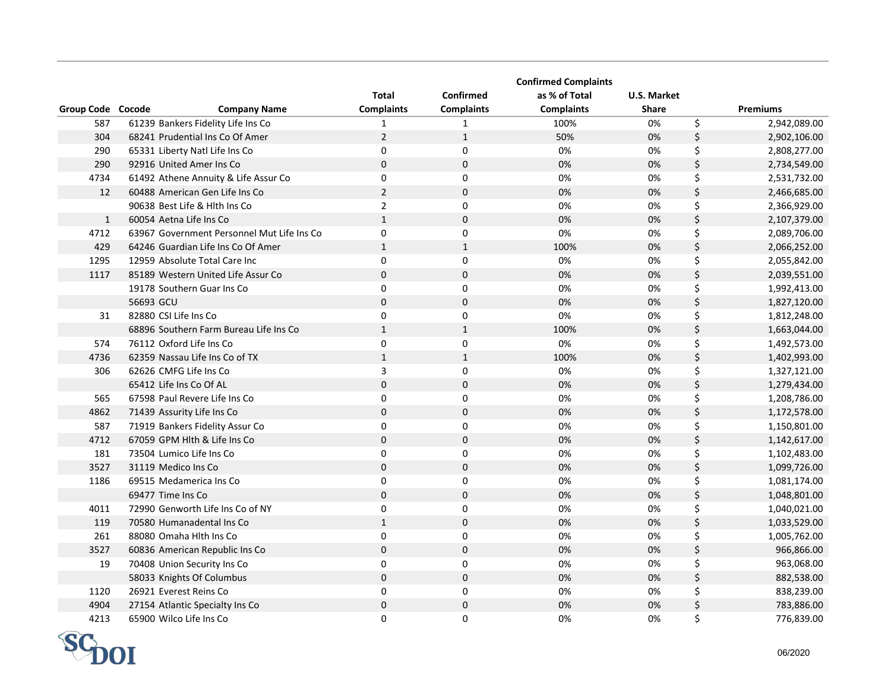| Group Code | Cocode | Company Name | Total Complaints | Confirmed Complaints | Confirmed Complaints as % of Total Complaints | U.S. Market Share | Premiums |
|---|---|---|---|---|---|---|---|
| 587 | 61239 | Bankers Fidelity Life Ins Co | 1 | 1 | 100% | 0% | $ 2,942,089.00 |
| 304 | 68241 | Prudential Ins Co Of Amer | 2 | 1 | 50% | 0% | $ 2,902,106.00 |
| 290 | 65331 | Liberty Natl Life Ins Co | 0 | 0 | 0% | 0% | $ 2,808,277.00 |
| 290 | 92916 | United Amer Ins Co | 0 | 0 | 0% | 0% | $ 2,734,549.00 |
| 4734 | 61492 | Athene Annuity & Life Assur Co | 0 | 0 | 0% | 0% | $ 2,531,732.00 |
| 12 | 60488 | American Gen Life Ins Co | 2 | 0 | 0% | 0% | $ 2,466,685.00 |
| | 90638 | Best Life & Hlth Ins Co | 2 | 0 | 0% | 0% | $ 2,366,929.00 |
| 1 | 60054 | Aetna Life Ins Co | 1 | 0 | 0% | 0% | $ 2,107,379.00 |
| 4712 | 63967 | Government Personnel Mut Life Ins Co | 0 | 0 | 0% | 0% | $ 2,089,706.00 |
| 429 | 64246 | Guardian Life Ins Co Of Amer | 1 | 1 | 100% | 0% | $ 2,066,252.00 |
| 1295 | 12959 | Absolute Total Care Inc | 0 | 0 | 0% | 0% | $ 2,055,842.00 |
| 1117 | 85189 | Western United Life Assur Co | 0 | 0 | 0% | 0% | $ 2,039,551.00 |
| | 19178 | Southern Guar Ins Co | 0 | 0 | 0% | 0% | $ 1,992,413.00 |
| | 56693 | GCU | 0 | 0 | 0% | 0% | $ 1,827,120.00 |
| 31 | 82880 | CSI Life Ins Co | 0 | 0 | 0% | 0% | $ 1,812,248.00 |
| | 68896 | Southern Farm Bureau Life Ins Co | 1 | 1 | 100% | 0% | $ 1,663,044.00 |
| 574 | 76112 | Oxford Life Ins Co | 0 | 0 | 0% | 0% | $ 1,492,573.00 |
| 4736 | 62359 | Nassau Life Ins Co of TX | 1 | 1 | 100% | 0% | $ 1,402,993.00 |
| 306 | 62626 | CMFG Life Ins Co | 3 | 0 | 0% | 0% | $ 1,327,121.00 |
| | 65412 | Life Ins Co Of AL | 0 | 0 | 0% | 0% | $ 1,279,434.00 |
| 565 | 67598 | Paul Revere Life Ins Co | 0 | 0 | 0% | 0% | $ 1,208,786.00 |
| 4862 | 71439 | Assurity Life Ins Co | 0 | 0 | 0% | 0% | $ 1,172,578.00 |
| 587 | 71919 | Bankers Fidelity Assur Co | 0 | 0 | 0% | 0% | $ 1,150,801.00 |
| 4712 | 67059 | GPM Hlth & Life Ins Co | 0 | 0 | 0% | 0% | $ 1,142,617.00 |
| 181 | 73504 | Lumico Life Ins Co | 0 | 0 | 0% | 0% | $ 1,102,483.00 |
| 3527 | 31119 | Medico Ins Co | 0 | 0 | 0% | 0% | $ 1,099,726.00 |
| 1186 | 69515 | Medamerica Ins Co | 0 | 0 | 0% | 0% | $ 1,081,174.00 |
| | 69477 | Time Ins Co | 0 | 0 | 0% | 0% | $ 1,048,801.00 |
| 4011 | 72990 | Genworth Life Ins Co of NY | 0 | 0 | 0% | 0% | $ 1,040,021.00 |
| 119 | 70580 | Humanadental Ins Co | 1 | 0 | 0% | 0% | $ 1,033,529.00 |
| 261 | 88080 | Omaha Hlth Ins Co | 0 | 0 | 0% | 0% | $ 1,005,762.00 |
| 3527 | 60836 | American Republic Ins Co | 0 | 0 | 0% | 0% | $ 966,866.00 |
| 19 | 70408 | Union Security Ins Co | 0 | 0 | 0% | 0% | $ 963,068.00 |
| | 58033 | Knights Of Columbus | 0 | 0 | 0% | 0% | $ 882,538.00 |
| 1120 | 26921 | Everest Reins Co | 0 | 0 | 0% | 0% | $ 838,239.00 |
| 4904 | 27154 | Atlantic Specialty Ins Co | 0 | 0 | 0% | 0% | $ 783,886.00 |
| 4213 | 65900 | Wilco Life Ins Co | 0 | 0 | 0% | 0% | $ 776,839.00 |

SCDOI

06/2020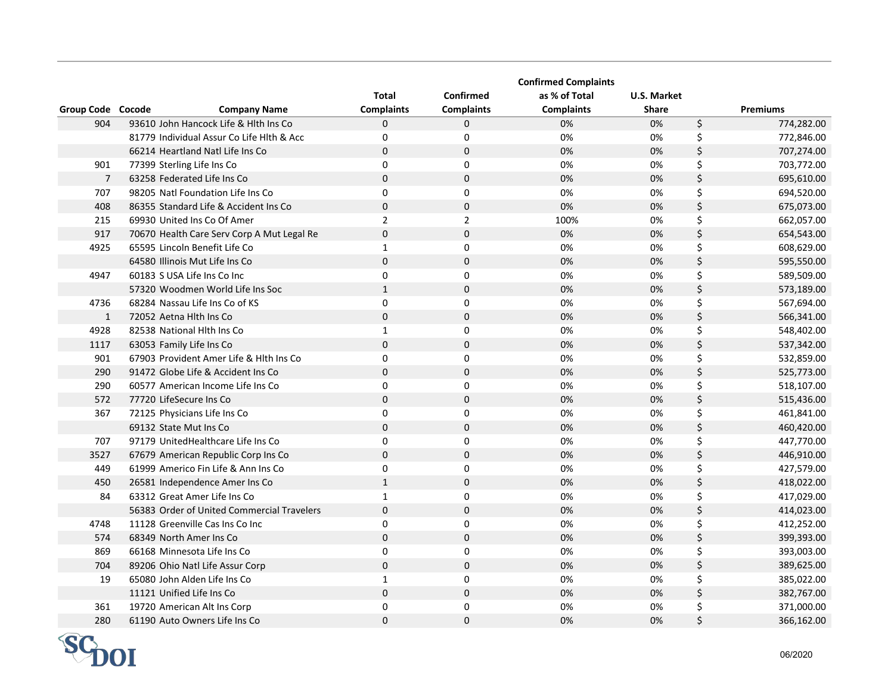| Group Code | Cocode | Company Name | Total Complaints | Confirmed Complaints | Confirmed Complaints as % of Total Complaints | U.S. Market Share | | Premiums |
|---|---|---|---|---|---|---|---|---|
| 904 | 93610 | John Hancock Life & Hlth Ins Co | 0 | 0 | 0% | 0% | $ | 774,282.00 |
| | 81779 | Individual Assur Co Life Hlth & Acc | 0 | 0 | 0% | 0% | $ | 772,846.00 |
| | 66214 | Heartland Natl Life Ins Co | 0 | 0 | 0% | 0% | $ | 707,274.00 |
| 901 | 77399 | Sterling Life Ins Co | 0 | 0 | 0% | 0% | $ | 703,772.00 |
| 7 | 63258 | Federated Life Ins Co | 0 | 0 | 0% | 0% | $ | 695,610.00 |
| 707 | 98205 | Natl Foundation Life Ins Co | 0 | 0 | 0% | 0% | $ | 694,520.00 |
| 408 | 86355 | Standard Life & Accident Ins Co | 0 | 0 | 0% | 0% | $ | 675,073.00 |
| 215 | 69930 | United Ins Co Of Amer | 2 | 2 | 100% | 0% | $ | 662,057.00 |
| 917 | 70670 | Health Care Serv Corp A Mut Legal Re | 0 | 0 | 0% | 0% | $ | 654,543.00 |
| 4925 | 65595 | Lincoln Benefit Life Co | 1 | 0 | 0% | 0% | $ | 608,629.00 |
| | 64580 | Illinois Mut Life Ins Co | 0 | 0 | 0% | 0% | $ | 595,550.00 |
| 4947 | 60183 | S USA Life Ins Co Inc | 0 | 0 | 0% | 0% | $ | 589,509.00 |
| | 57320 | Woodmen World Life Ins Soc | 1 | 0 | 0% | 0% | $ | 573,189.00 |
| 4736 | 68284 | Nassau Life Ins Co of KS | 0 | 0 | 0% | 0% | $ | 567,694.00 |
| 1 | 72052 | Aetna Hlth Ins Co | 0 | 0 | 0% | 0% | $ | 566,341.00 |
| 4928 | 82538 | National Hlth Ins Co | 1 | 0 | 0% | 0% | $ | 548,402.00 |
| 1117 | 63053 | Family Life Ins Co | 0 | 0 | 0% | 0% | $ | 537,342.00 |
| 901 | 67903 | Provident Amer Life & Hlth Ins Co | 0 | 0 | 0% | 0% | $ | 532,859.00 |
| 290 | 91472 | Globe Life & Accident Ins Co | 0 | 0 | 0% | 0% | $ | 525,773.00 |
| 290 | 60577 | American Income Life Ins Co | 0 | 0 | 0% | 0% | $ | 518,107.00 |
| 572 | 77720 | LifeSecure Ins Co | 0 | 0 | 0% | 0% | $ | 515,436.00 |
| 367 | 72125 | Physicians Life Ins Co | 0 | 0 | 0% | 0% | $ | 461,841.00 |
| | 69132 | State Mut Ins Co | 0 | 0 | 0% | 0% | $ | 460,420.00 |
| 707 | 97179 | UnitedHealthcare Life Ins Co | 0 | 0 | 0% | 0% | $ | 447,770.00 |
| 3527 | 67679 | American Republic Corp Ins Co | 0 | 0 | 0% | 0% | $ | 446,910.00 |
| 449 | 61999 | Americo Fin Life & Ann Ins Co | 0 | 0 | 0% | 0% | $ | 427,579.00 |
| 450 | 26581 | Independence Amer Ins Co | 1 | 0 | 0% | 0% | $ | 418,022.00 |
| 84 | 63312 | Great Amer Life Ins Co | 1 | 0 | 0% | 0% | $ | 417,029.00 |
| | 56383 | Order of United Commercial Travelers | 0 | 0 | 0% | 0% | $ | 414,023.00 |
| 4748 | 11128 | Greenville Cas Ins Co Inc | 0 | 0 | 0% | 0% | $ | 412,252.00 |
| 574 | 68349 | North Amer Ins Co | 0 | 0 | 0% | 0% | $ | 399,393.00 |
| 869 | 66168 | Minnesota Life Ins Co | 0 | 0 | 0% | 0% | $ | 393,003.00 |
| 704 | 89206 | Ohio Natl Life Assur Corp | 0 | 0 | 0% | 0% | $ | 389,625.00 |
| 19 | 65080 | John Alden Life Ins Co | 1 | 0 | 0% | 0% | $ | 385,022.00 |
| | 11121 | Unified Life Ins Co | 0 | 0 | 0% | 0% | $ | 382,767.00 |
| 361 | 19720 | American Alt Ins Corp | 0 | 0 | 0% | 0% | $ | 371,000.00 |
| 280 | 61190 | Auto Owners Life Ins Co | 0 | 0 | 0% | 0% | $ | 366,162.00 |

SC DOI

06/2020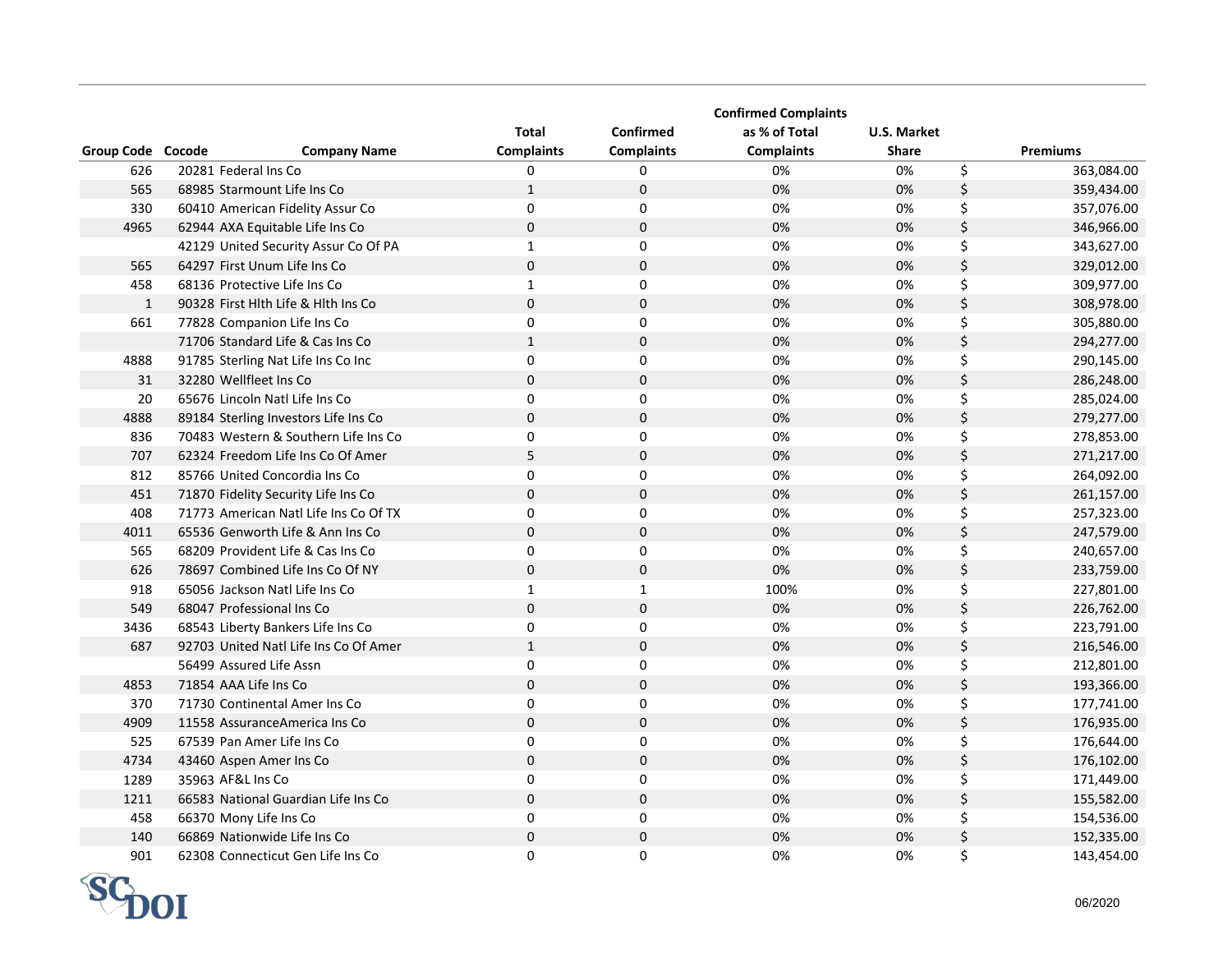| Group Code | Cocode | Company Name | Total Complaints | Confirmed Complaints | Confirmed Complaints as % of Total Complaints | U.S. Market Share | Premiums |
|---|---|---|---|---|---|---|---|
| 626 | 20281 | Federal Ins Co | 0 | 0 | 0% | 0% | $ 363,084.00 |
| 565 | 68985 | Starmount Life Ins Co | 1 | 0 | 0% | 0% | $ 359,434.00 |
| 330 | 60410 | American Fidelity Assur Co | 0 | 0 | 0% | 0% | $ 357,076.00 |
| 4965 | 62944 | AXA Equitable Life Ins Co | 0 | 0 | 0% | 0% | $ 346,966.00 |
| | 42129 | United Security Assur Co Of PA | 1 | 0 | 0% | 0% | $ 343,627.00 |
| 565 | 64297 | First Unum Life Ins Co | 0 | 0 | 0% | 0% | $ 329,012.00 |
| 458 | 68136 | Protective Life Ins Co | 1 | 0 | 0% | 0% | $ 309,977.00 |
| 1 | 90328 | First Hlth Life & Hlth Ins Co | 0 | 0 | 0% | 0% | $ 308,978.00 |
| 661 | 77828 | Companion Life Ins Co | 0 | 0 | 0% | 0% | $ 305,880.00 |
| | 71706 | Standard Life & Cas Ins Co | 1 | 0 | 0% | 0% | $ 294,277.00 |
| 4888 | 91785 | Sterling Nat Life Ins Co Inc | 0 | 0 | 0% | 0% | $ 290,145.00 |
| 31 | 32280 | Wellfleet Ins Co | 0 | 0 | 0% | 0% | $ 286,248.00 |
| 20 | 65676 | Lincoln Natl Life Ins Co | 0 | 0 | 0% | 0% | $ 285,024.00 |
| 4888 | 89184 | Sterling Investors Life Ins Co | 0 | 0 | 0% | 0% | $ 279,277.00 |
| 836 | 70483 | Western & Southern Life Ins Co | 0 | 0 | 0% | 0% | $ 278,853.00 |
| 707 | 62324 | Freedom Life Ins Co Of Amer | 5 | 0 | 0% | 0% | $ 271,217.00 |
| 812 | 85766 | United Concordia Ins Co | 0 | 0 | 0% | 0% | $ 264,092.00 |
| 451 | 71870 | Fidelity Security Life Ins Co | 0 | 0 | 0% | 0% | $ 261,157.00 |
| 408 | 71773 | American Natl Life Ins Co Of TX | 0 | 0 | 0% | 0% | $ 257,323.00 |
| 4011 | 65536 | Genworth Life & Ann Ins Co | 0 | 0 | 0% | 0% | $ 247,579.00 |
| 565 | 68209 | Provident Life & Cas Ins Co | 0 | 0 | 0% | 0% | $ 240,657.00 |
| 626 | 78697 | Combined Life Ins Co Of NY | 0 | 0 | 0% | 0% | $ 233,759.00 |
| 918 | 65056 | Jackson Natl Life Ins Co | 1 | 1 | 100% | 0% | $ 227,801.00 |
| 549 | 68047 | Professional Ins Co | 0 | 0 | 0% | 0% | $ 226,762.00 |
| 3436 | 68543 | Liberty Bankers Life Ins Co | 0 | 0 | 0% | 0% | $ 223,791.00 |
| 687 | 92703 | United Natl Life Ins Co Of Amer | 1 | 0 | 0% | 0% | $ 216,546.00 |
| | 56499 | Assured Life Assn | 0 | 0 | 0% | 0% | $ 212,801.00 |
| 4853 | 71854 | AAA Life Ins Co | 0 | 0 | 0% | 0% | $ 193,366.00 |
| 370 | 71730 | Continental Amer Ins Co | 0 | 0 | 0% | 0% | $ 177,741.00 |
| 4909 | 11558 | AssuranceAmerica Ins Co | 0 | 0 | 0% | 0% | $ 176,935.00 |
| 525 | 67539 | Pan Amer Life Ins Co | 0 | 0 | 0% | 0% | $ 176,644.00 |
| 4734 | 43460 | Aspen Amer Ins Co | 0 | 0 | 0% | 0% | $ 176,102.00 |
| 1289 | 35963 | AF&L Ins Co | 0 | 0 | 0% | 0% | $ 171,449.00 |
| 1211 | 66583 | National Guardian Life Ins Co | 0 | 0 | 0% | 0% | $ 155,582.00 |
| 458 | 66370 | Mony Life Ins Co | 0 | 0 | 0% | 0% | $ 154,536.00 |
| 140 | 66869 | Nationwide Life Ins Co | 0 | 0 | 0% | 0% | $ 152,335.00 |
| 901 | 62308 | Connecticut Gen Life Ins Co | 0 | 0 | 0% | 0% | $ 143,454.00 |

SC DOI

06/2020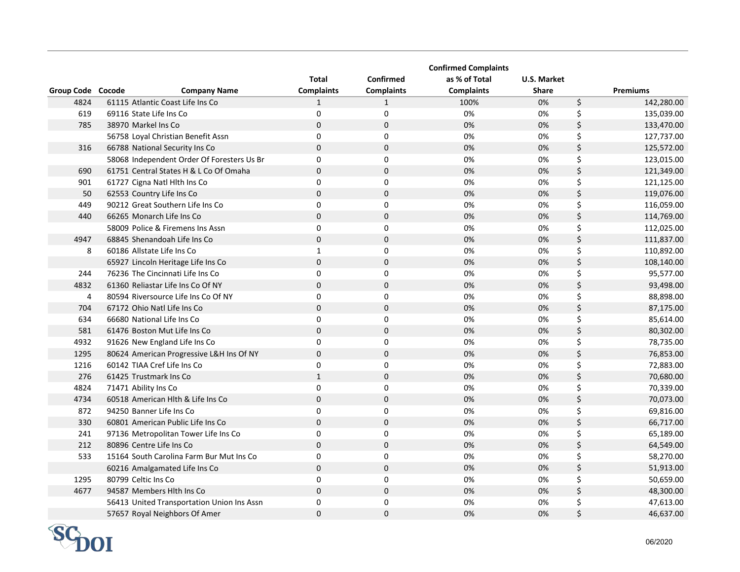| Group Code | Cocode | Company Name | Total Complaints | Confirmed Complaints | Confirmed Complaints as % of Total Complaints | U.S. Market Share | Premiums |
|---|---|---|---|---|---|---|---|
| 4824 | 61115 | Atlantic Coast Life Ins Co | 1 | 1 | 100% | 0% | $ 142,280.00 |
| 619 | 69116 | State Life Ins Co | 0 | 0 | 0% | 0% | $ 135,039.00 |
| 785 | 38970 | Markel Ins Co | 0 | 0 | 0% | 0% | $ 133,470.00 |
| | 56758 | Loyal Christian Benefit Assn | 0 | 0 | 0% | 0% | $ 127,737.00 |
| 316 | 66788 | National Security Ins Co | 0 | 0 | 0% | 0% | $ 125,572.00 |
| | 58068 | Independent Order Of Foresters Us Br | 0 | 0 | 0% | 0% | $ 123,015.00 |
| 690 | 61751 | Central States H & L Co Of Omaha | 0 | 0 | 0% | 0% | $ 121,349.00 |
| 901 | 61727 | Cigna Natl Hlth Ins Co | 0 | 0 | 0% | 0% | $ 121,125.00 |
| 50 | 62553 | Country Life Ins Co | 0 | 0 | 0% | 0% | $ 119,076.00 |
| 449 | 90212 | Great Southern Life Ins Co | 0 | 0 | 0% | 0% | $ 116,059.00 |
| 440 | 66265 | Monarch Life Ins Co | 0 | 0 | 0% | 0% | $ 114,769.00 |
| | 58009 | Police & Firemens Ins Assn | 0 | 0 | 0% | 0% | $ 112,025.00 |
| 4947 | 68845 | Shenandoah Life Ins Co | 0 | 0 | 0% | 0% | $ 111,837.00 |
| 8 | 60186 | Allstate Life Ins Co | 1 | 0 | 0% | 0% | $ 110,892.00 |
| | 65927 | Lincoln Heritage Life Ins Co | 0 | 0 | 0% | 0% | $ 108,140.00 |
| 244 | 76236 | The Cincinnati Life Ins Co | 0 | 0 | 0% | 0% | $ 95,577.00 |
| 4832 | 61360 | Reliastar Life Ins Co Of NY | 0 | 0 | 0% | 0% | $ 93,498.00 |
| 4 | 80594 | Riversource Life Ins Co Of NY | 0 | 0 | 0% | 0% | $ 88,898.00 |
| 704 | 67172 | Ohio Natl Life Ins Co | 0 | 0 | 0% | 0% | $ 87,175.00 |
| 634 | 66680 | National Life Ins Co | 0 | 0 | 0% | 0% | $ 85,614.00 |
| 581 | 61476 | Boston Mut Life Ins Co | 0 | 0 | 0% | 0% | $ 80,302.00 |
| 4932 | 91626 | New England Life Ins Co | 0 | 0 | 0% | 0% | $ 78,735.00 |
| 1295 | 80624 | American Progressive L&H Ins Of NY | 0 | 0 | 0% | 0% | $ 76,853.00 |
| 1216 | 60142 | TIAA Cref Life Ins Co | 0 | 0 | 0% | 0% | $ 72,883.00 |
| 276 | 61425 | Trustmark Ins Co | 1 | 0 | 0% | 0% | $ 70,680.00 |
| 4824 | 71471 | Ability Ins Co | 0 | 0 | 0% | 0% | $ 70,339.00 |
| 4734 | 60518 | American Hlth & Life Ins Co | 0 | 0 | 0% | 0% | $ 70,073.00 |
| 872 | 94250 | Banner Life Ins Co | 0 | 0 | 0% | 0% | $ 69,816.00 |
| 330 | 60801 | American Public Life Ins Co | 0 | 0 | 0% | 0% | $ 66,717.00 |
| 241 | 97136 | Metropolitan Tower Life Ins Co | 0 | 0 | 0% | 0% | $ 65,189.00 |
| 212 | 80896 | Centre Life Ins Co | 0 | 0 | 0% | 0% | $ 64,549.00 |
| 533 | 15164 | South Carolina Farm Bur Mut Ins Co | 0 | 0 | 0% | 0% | $ 58,270.00 |
| | 60216 | Amalgamated Life Ins Co | 0 | 0 | 0% | 0% | $ 51,913.00 |
| 1295 | 80799 | Celtic Ins Co | 0 | 0 | 0% | 0% | $ 50,659.00 |
| 4677 | 94587 | Members Hlth Ins Co | 0 | 0 | 0% | 0% | $ 48,300.00 |
| | 56413 | United Transportation Union Ins Assn | 0 | 0 | 0% | 0% | $ 47,613.00 |
| | 57657 | Royal Neighbors Of Amer | 0 | 0 | 0% | 0% | $ 46,637.00 |

SCDOI

06/2020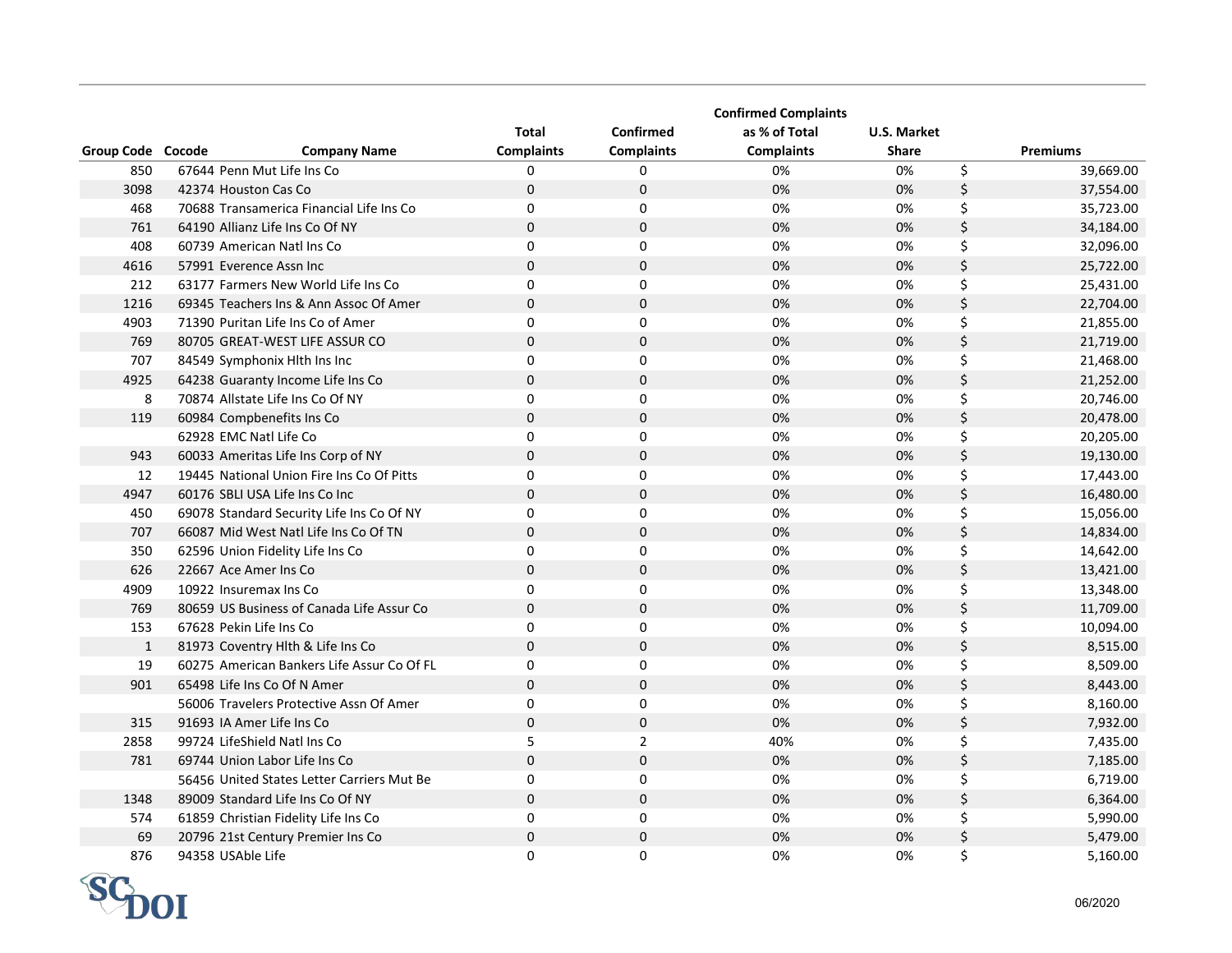| Group Code | Cocode | Company Name | Total Complaints | Confirmed Complaints | Confirmed Complaints as % of Total Complaints | U.S. Market Share | Premiums |
|---|---|---|---|---|---|---|---|
| 850 | 67644 | Penn Mut Life Ins Co | 0 | 0 | 0% | 0% | $ 39,669.00 |
| 3098 | 42374 | Houston Cas Co | 0 | 0 | 0% | 0% | $ 37,554.00 |
| 468 | 70688 | Transamerica Financial Life Ins Co | 0 | 0 | 0% | 0% | $ 35,723.00 |
| 761 | 64190 | Allianz Life Ins Co Of NY | 0 | 0 | 0% | 0% | $ 34,184.00 |
| 408 | 60739 | American Natl Ins Co | 0 | 0 | 0% | 0% | $ 32,096.00 |
| 4616 | 57991 | Everence Assn Inc | 0 | 0 | 0% | 0% | $ 25,722.00 |
| 212 | 63177 | Farmers New World Life Ins Co | 0 | 0 | 0% | 0% | $ 25,431.00 |
| 1216 | 69345 | Teachers Ins & Ann Assoc Of Amer | 0 | 0 | 0% | 0% | $ 22,704.00 |
| 4903 | 71390 | Puritan Life Ins Co of Amer | 0 | 0 | 0% | 0% | $ 21,855.00 |
| 769 | 80705 | GREAT-WEST LIFE ASSUR CO | 0 | 0 | 0% | 0% | $ 21,719.00 |
| 707 | 84549 | Symphonix Hlth Ins Inc | 0 | 0 | 0% | 0% | $ 21,468.00 |
| 4925 | 64238 | Guaranty Income Life Ins Co | 0 | 0 | 0% | 0% | $ 21,252.00 |
| 8 | 70874 | Allstate Life Ins Co Of NY | 0 | 0 | 0% | 0% | $ 20,746.00 |
| 119 | 60984 | Compbenefits Ins Co | 0 | 0 | 0% | 0% | $ 20,478.00 |
| | 62928 | EMC Natl Life Co | 0 | 0 | 0% | 0% | $ 20,205.00 |
| 943 | 60033 | Ameritas Life Ins Corp of NY | 0 | 0 | 0% | 0% | $ 19,130.00 |
| 12 | 19445 | National Union Fire Ins Co Of Pitts | 0 | 0 | 0% | 0% | $ 17,443.00 |
| 4947 | 60176 | SBLI USA Life Ins Co Inc | 0 | 0 | 0% | 0% | $ 16,480.00 |
| 450 | 69078 | Standard Security Life Ins Co Of NY | 0 | 0 | 0% | 0% | $ 15,056.00 |
| 707 | 66087 | Mid West Natl Life Ins Co Of TN | 0 | 0 | 0% | 0% | $ 14,834.00 |
| 350 | 62596 | Union Fidelity Life Ins Co | 0 | 0 | 0% | 0% | $ 14,642.00 |
| 626 | 22667 | Ace Amer Ins Co | 0 | 0 | 0% | 0% | $ 13,421.00 |
| 4909 | 10922 | Insuremax Ins Co | 0 | 0 | 0% | 0% | $ 13,348.00 |
| 769 | 80659 | US Business of Canada Life Assur Co | 0 | 0 | 0% | 0% | $ 11,709.00 |
| 153 | 67628 | Pekin Life Ins Co | 0 | 0 | 0% | 0% | $ 10,094.00 |
| 1 | 81973 | Coventry Hlth & Life Ins Co | 0 | 0 | 0% | 0% | $ 8,515.00 |
| 19 | 60275 | American Bankers Life Assur Co Of FL | 0 | 0 | 0% | 0% | $ 8,509.00 |
| 901 | 65498 | Life Ins Co Of N Amer | 0 | 0 | 0% | 0% | $ 8,443.00 |
| | 56006 | Travelers Protective Assn Of Amer | 0 | 0 | 0% | 0% | $ 8,160.00 |
| 315 | 91693 | IA Amer Life Ins Co | 0 | 0 | 0% | 0% | $ 7,932.00 |
| 2858 | 99724 | LifeShield Natl Ins Co | 5 | 2 | 40% | 0% | $ 7,435.00 |
| 781 | 69744 | Union Labor Life Ins Co | 0 | 0 | 0% | 0% | $ 7,185.00 |
| | 56456 | United States Letter Carriers Mut Be | 0 | 0 | 0% | 0% | $ 6,719.00 |
| 1348 | 89009 | Standard Life Ins Co Of NY | 0 | 0 | 0% | 0% | $ 6,364.00 |
| 574 | 61859 | Christian Fidelity Life Ins Co | 0 | 0 | 0% | 0% | $ 5,990.00 |
| 69 | 20796 | 21st Century Premier Ins Co | 0 | 0 | 0% | 0% | $ 5,479.00 |
| 876 | 94358 | USAble Life | 0 | 0 | 0% | 0% | $ 5,160.00 |

SC DOI

06/2020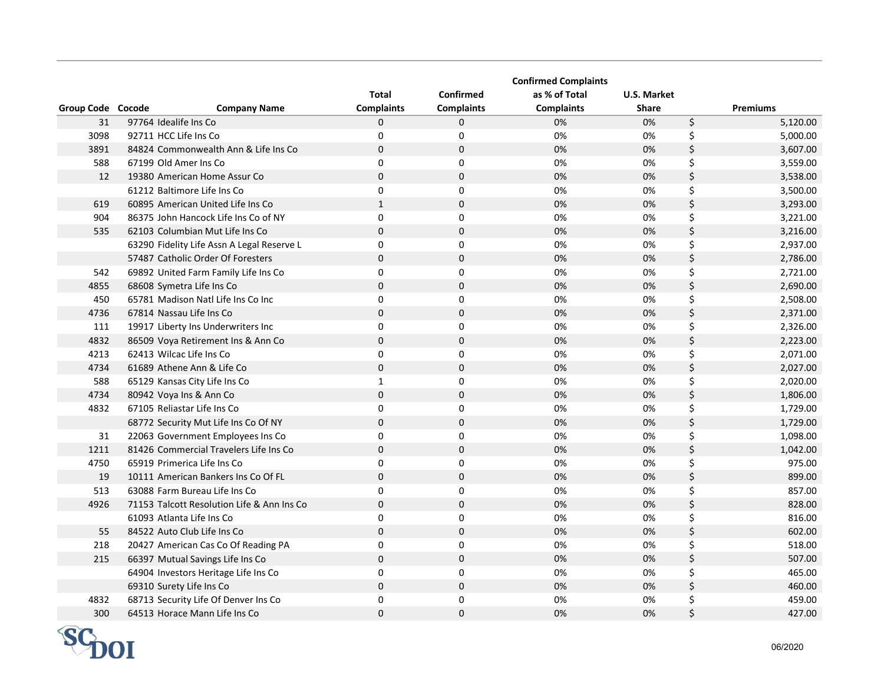| Group Code | Cocode | Company Name | Total Complaints | Confirmed Complaints | Confirmed Complaints as % of Total Complaints | U.S. Market Share | Premiums |
|---|---|---|---|---|---|---|---|
| 31 | 97764 | Idealife Ins Co | 0 | 0 | 0% | 0% | $ 5,120.00 |
| 3098 | 92711 | HCC Life Ins Co | 0 | 0 | 0% | 0% | $ 5,000.00 |
| 3891 | 84824 | Commonwealth Ann & Life Ins Co | 0 | 0 | 0% | 0% | $ 3,607.00 |
| 588 | 67199 | Old Amer Ins Co | 0 | 0 | 0% | 0% | $ 3,559.00 |
| 12 | 19380 | American Home Assur Co | 0 | 0 | 0% | 0% | $ 3,538.00 |
| | 61212 | Baltimore Life Ins Co | 0 | 0 | 0% | 0% | $ 3,500.00 |
| 619 | 60895 | American United Life Ins Co | 1 | 0 | 0% | 0% | $ 3,293.00 |
| 904 | 86375 | John Hancock Life Ins Co of NY | 0 | 0 | 0% | 0% | $ 3,221.00 |
| 535 | 62103 | Columbian Mut Life Ins Co | 0 | 0 | 0% | 0% | $ 3,216.00 |
| | 63290 | Fidelity Life Assn A Legal Reserve L | 0 | 0 | 0% | 0% | $ 2,937.00 |
| | 57487 | Catholic Order Of Foresters | 0 | 0 | 0% | 0% | $ 2,786.00 |
| 542 | 69892 | United Farm Family Life Ins Co | 0 | 0 | 0% | 0% | $ 2,721.00 |
| 4855 | 68608 | Symetra Life Ins Co | 0 | 0 | 0% | 0% | $ 2,690.00 |
| 450 | 65781 | Madison Natl Life Ins Co Inc | 0 | 0 | 0% | 0% | $ 2,508.00 |
| 4736 | 67814 | Nassau Life Ins Co | 0 | 0 | 0% | 0% | $ 2,371.00 |
| 111 | 19917 | Liberty Ins Underwriters Inc | 0 | 0 | 0% | 0% | $ 2,326.00 |
| 4832 | 86509 | Voya Retirement Ins & Ann Co | 0 | 0 | 0% | 0% | $ 2,223.00 |
| 4213 | 62413 | Wilcac Life Ins Co | 0 | 0 | 0% | 0% | $ 2,071.00 |
| 4734 | 61689 | Athene Ann & Life Co | 0 | 0 | 0% | 0% | $ 2,027.00 |
| 588 | 65129 | Kansas City Life Ins Co | 1 | 0 | 0% | 0% | $ 2,020.00 |
| 4734 | 80942 | Voya Ins & Ann Co | 0 | 0 | 0% | 0% | $ 1,806.00 |
| 4832 | 67105 | Reliastar Life Ins Co | 0 | 0 | 0% | 0% | $ 1,729.00 |
| | 68772 | Security Mut Life Ins Co Of NY | 0 | 0 | 0% | 0% | $ 1,729.00 |
| 31 | 22063 | Government Employees Ins Co | 0 | 0 | 0% | 0% | $ 1,098.00 |
| 1211 | 81426 | Commercial Travelers Life Ins Co | 0 | 0 | 0% | 0% | $ 1,042.00 |
| 4750 | 65919 | Primerica Life Ins Co | 0 | 0 | 0% | 0% | $ 975.00 |
| 19 | 10111 | American Bankers Ins Co Of FL | 0 | 0 | 0% | 0% | $ 899.00 |
| 513 | 63088 | Farm Bureau Life Ins Co | 0 | 0 | 0% | 0% | $ 857.00 |
| 4926 | 71153 | Talcott Resolution Life & Ann Ins Co | 0 | 0 | 0% | 0% | $ 828.00 |
| | 61093 | Atlanta Life Ins Co | 0 | 0 | 0% | 0% | $ 816.00 |
| 55 | 84522 | Auto Club Life Ins Co | 0 | 0 | 0% | 0% | $ 602.00 |
| 218 | 20427 | American Cas Co Of Reading PA | 0 | 0 | 0% | 0% | $ 518.00 |
| 215 | 66397 | Mutual Savings Life Ins Co | 0 | 0 | 0% | 0% | $ 507.00 |
| | 64904 | Investors Heritage Life Ins Co | 0 | 0 | 0% | 0% | $ 465.00 |
| | 69310 | Surety Life Ins Co | 0 | 0 | 0% | 0% | $ 460.00 |
| 4832 | 68713 | Security Life Of Denver Ins Co | 0 | 0 | 0% | 0% | $ 459.00 |
| 300 | 64513 | Horace Mann Life Ins Co | 0 | 0 | 0% | 0% | $ 427.00 |

SC DOI

06/2020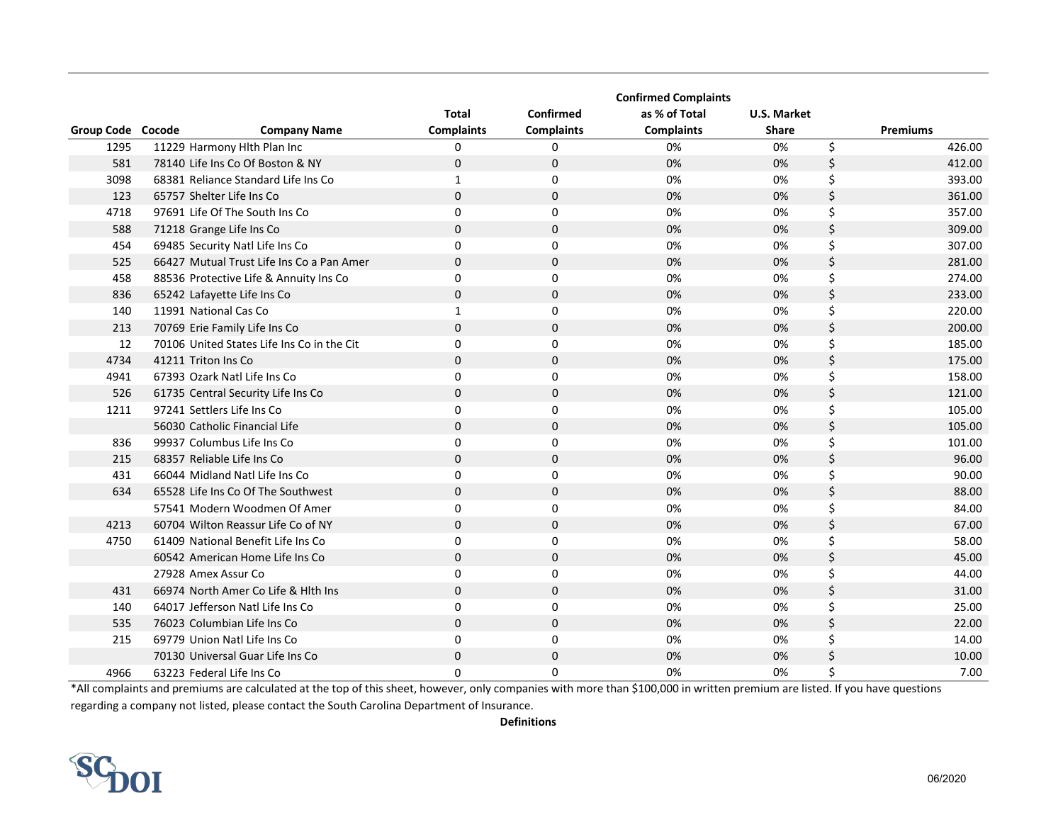| Group Code | Cocode | Company Name | Total Complaints | Confirmed Complaints | Confirmed Complaints as % of Total Complaints | U.S. Market Share | Premiums |
|---|---|---|---|---|---|---|---|
| 1295 | 11229 | Harmony Hlth Plan Inc | 0 | 0 | 0% | 0% | $ 426.00 |
| 581 | 78140 | Life Ins Co Of Boston & NY | 0 | 0 | 0% | 0% | $ 412.00 |
| 3098 | 68381 | Reliance Standard Life Ins Co | 1 | 0 | 0% | 0% | $ 393.00 |
| 123 | 65757 | Shelter Life Ins Co | 0 | 0 | 0% | 0% | $ 361.00 |
| 4718 | 97691 | Life Of The South Ins Co | 0 | 0 | 0% | 0% | $ 357.00 |
| 588 | 71218 | Grange Life Ins Co | 0 | 0 | 0% | 0% | $ 309.00 |
| 454 | 69485 | Security Natl Life Ins Co | 0 | 0 | 0% | 0% | $ 307.00 |
| 525 | 66427 | Mutual Trust Life Ins Co a Pan Amer | 0 | 0 | 0% | 0% | $ 281.00 |
| 458 | 88536 | Protective Life & Annuity Ins Co | 0 | 0 | 0% | 0% | $ 274.00 |
| 836 | 65242 | Lafayette Life Ins Co | 0 | 0 | 0% | 0% | $ 233.00 |
| 140 | 11991 | National Cas Co | 1 | 0 | 0% | 0% | $ 220.00 |
| 213 | 70769 | Erie Family Life Ins Co | 0 | 0 | 0% | 0% | $ 200.00 |
| 12 | 70106 | United States Life Ins Co in the Cit | 0 | 0 | 0% | 0% | $ 185.00 |
| 4734 | 41211 | Triton Ins Co | 0 | 0 | 0% | 0% | $ 175.00 |
| 4941 | 67393 | Ozark Natl Life Ins Co | 0 | 0 | 0% | 0% | $ 158.00 |
| 526 | 61735 | Central Security Life Ins Co | 0 | 0 | 0% | 0% | $ 121.00 |
| 1211 | 97241 | Settlers Life Ins Co | 0 | 0 | 0% | 0% | $ 105.00 |
| | 56030 | Catholic Financial Life | 0 | 0 | 0% | 0% | $ 105.00 |
| 836 | 99937 | Columbus Life Ins Co | 0 | 0 | 0% | 0% | $ 101.00 |
| 215 | 68357 | Reliable Life Ins Co | 0 | 0 | 0% | 0% | $ 96.00 |
| 431 | 66044 | Midland Natl Life Ins Co | 0 | 0 | 0% | 0% | $ 90.00 |
| 634 | 65528 | Life Ins Co Of The Southwest | 0 | 0 | 0% | 0% | $ 88.00 |
| | 57541 | Modern Woodmen Of Amer | 0 | 0 | 0% | 0% | $ 84.00 |
| 4213 | 60704 | Wilton Reassur Life Co of NY | 0 | 0 | 0% | 0% | $ 67.00 |
| 4750 | 61409 | National Benefit Life Ins Co | 0 | 0 | 0% | 0% | $ 58.00 |
| | 60542 | American Home Life Ins Co | 0 | 0 | 0% | 0% | $ 45.00 |
| | 27928 | Amex Assur Co | 0 | 0 | 0% | 0% | $ 44.00 |
| 431 | 66974 | North Amer Co Life & Hlth Ins | 0 | 0 | 0% | 0% | $ 31.00 |
| 140 | 64017 | Jefferson Natl Life Ins Co | 0 | 0 | 0% | 0% | $ 25.00 |
| 535 | 76023 | Columbian Life Ins Co | 0 | 0 | 0% | 0% | $ 22.00 |
| 215 | 69779 | Union Natl Life Ins Co | 0 | 0 | 0% | 0% | $ 14.00 |
| | 70130 | Universal Guar Life Ins Co | 0 | 0 | 0% | 0% | $ 10.00 |
| 4966 | 63223 | Federal Life Ins Co | 0 | 0 | 0% | 0% | $ 7.00 |

*All complaints and premiums are calculated at the top of this sheet, however, only companies with more than $100,000 in written premium are listed. If you have questions regarding a company not listed, please contact the South Carolina Department of Insurance.

**Definitions**

SCDOI

06/2020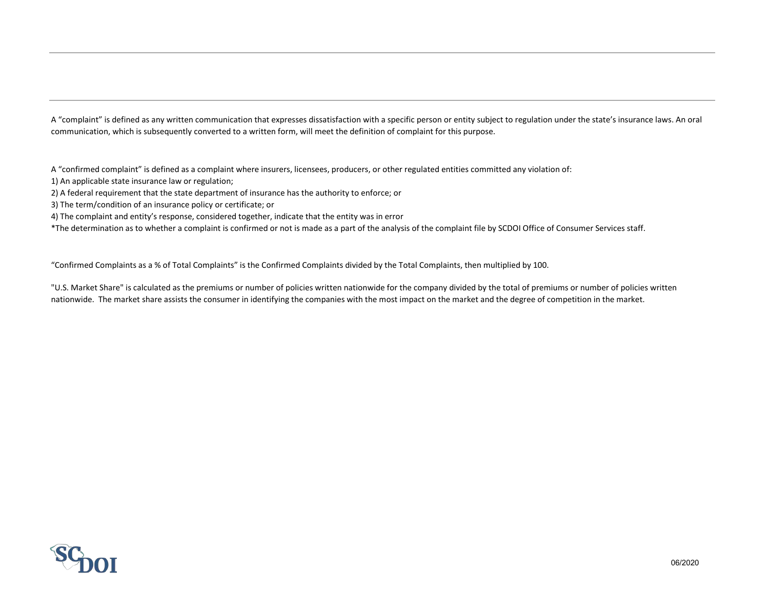A “complaint” is defined as any written communication that expresses dissatisfaction with a specific person or entity subject to regulation under the state’s insurance laws. An oral communication, which is subsequently converted to a written form, will meet the definition of complaint for this purpose.

A “confirmed complaint” is defined as a complaint where insurers, licensees, producers, or other regulated entities committed any violation of:
1) An applicable state insurance law or regulation;
2) A federal requirement that the state department of insurance has the authority to enforce; or
3) The term/condition of an insurance policy or certificate; or
4) The complaint and entity’s response, considered together, indicate that the entity was in error
*The determination as to whether a complaint is confirmed or not is made as a part of the analysis of the complaint file by SCDOI Office of Consumer Services staff.

“Confirmed Complaints as a % of Total Complaints” is the Confirmed Complaints divided by the Total Complaints, then multiplied by 100.

"U.S. Market Share" is calculated as the premiums or number of policies written nationwide for the company divided by the total of premiums or number of policies written nationwide. The market share assists the consumer in identifying the companies with the most impact on the market and the degree of competition in the market.

SCDOI

06/2020